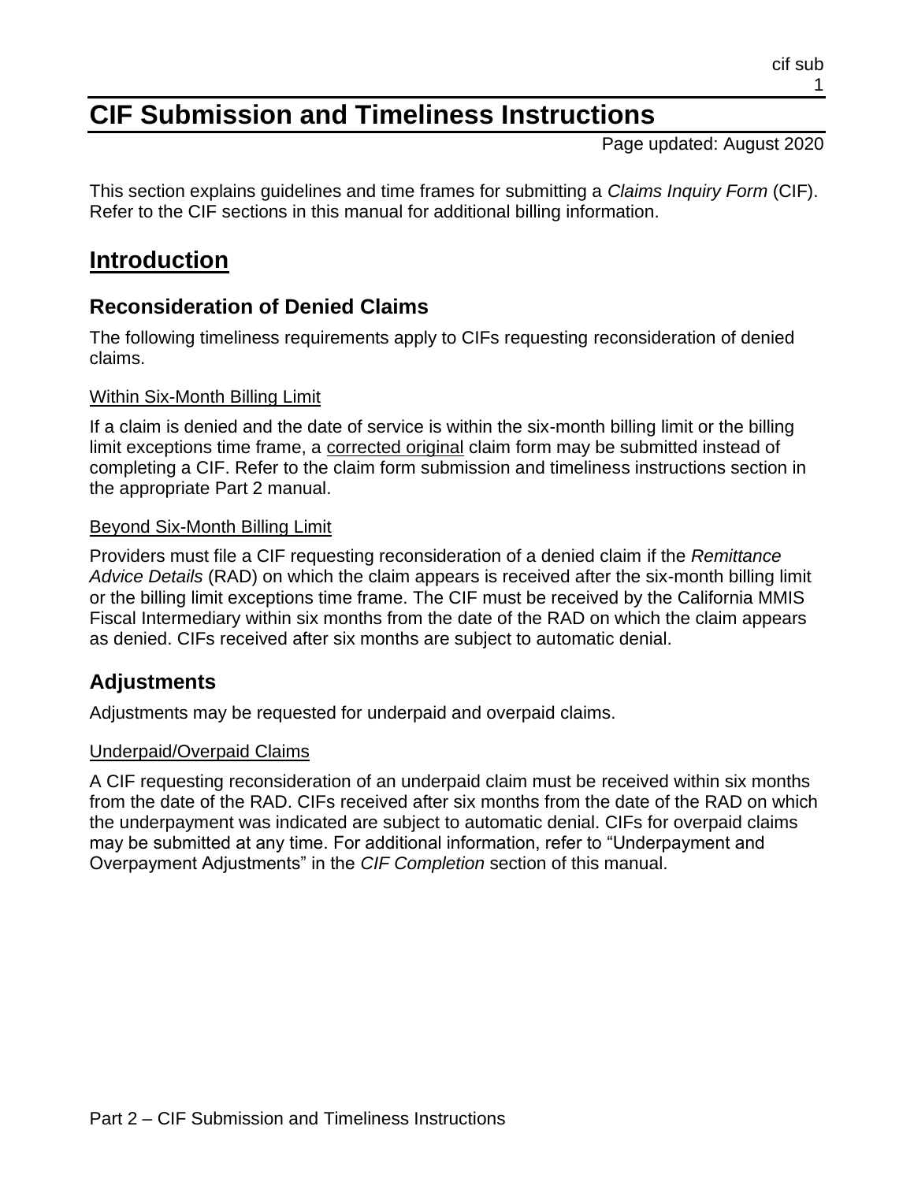# CIF Submission and Timeliness Instructions

This section explains guidelines and time frames for submitting a *Claims Inquiry Form* (CIF). Refer to the CIF sections in this manual for additional billing information.

## Introduction

### Reconsideration of Denied Claims

The following timeliness requirements apply to CIFs requesting reconsideration of denied claims.

#### Within Six-Month Billing Limit

If a claim is denied and the date of service is within the six-month billing limit or the billing limit exceptions time frame, a corrected original claim form may be submitted instead of completing a CIF. Refer to the claim form submission and timeliness instructions section in the appropriate Part 2 manual.

#### Beyond Six-Month Billing Limit

Providers must file a CIF requesting reconsideration of a denied claim if the *Remittance Advice Details* (RAD) on which the claim appears is received after the six-month billing limit or the billing limit exceptions time frame. The CIF must be received by the California MMIS Fiscal Intermediary within six months from the date of the RAD on which the claim appears as denied. CIFs received after six months are subject to automatic denial.

### Adjustments

Adjustments may be requested for underpaid and overpaid claims.

#### Underpaid/Overpaid Claims

A CIF requesting reconsideration of an underpaid claim must be received within six months from the date of the RAD. CIFs received after six months from the date of the RAD on which the underpayment was indicated are subject to automatic denial. CIFs for overpaid claims may be submitted at any time. For additional information, refer to "Underpayment and Overpayment Adjustments" in the *CIF Completion* section of this manual.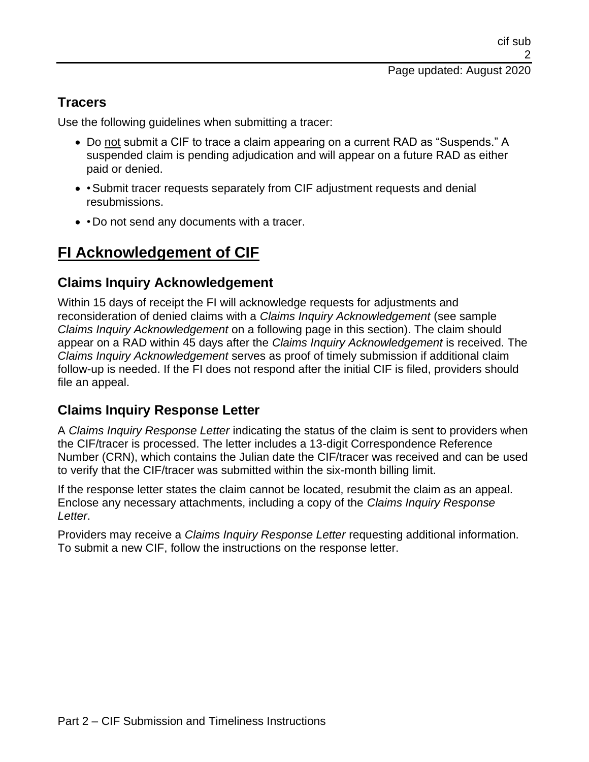## Tracers

Use the following guidelines when submitting a tracer:

- Do not submit a CIF to trace a claim appearing on a current RAD as "Suspends." A suspended claim is pending adjudication and will appear on a future RAD as either paid or denied.
- • Submit tracer requests separately from CIF adjustment requests and denial resubmissions.
- • Do not send any documents with a tracer.

# FI Acknowledgement of CIF

## Claims Inquiry Acknowledgement

Within 15 days of receipt the FI will acknowledge requests for adjustments and reconsideration of denied claims with a *Claims Inquiry Acknowledgement* (see sample *Claims Inquiry Acknowledgement* on a following page in this section). The claim should appear on a RAD within 45 days after the *Claims Inquiry Acknowledgement* is received. The *Claims Inquiry Acknowledgement* serves as proof of timely submission if additional claim follow-up is needed. If the FI does not respond after the initial CIF is filed, providers should file an appeal.

## Claims Inquiry Response Letter

A *Claims Inquiry Response Letter* indicating the status of the claim is sent to providers when the CIF/tracer is processed. The letter includes a 13-digit Correspondence Reference Number (CRN), which contains the Julian date the CIF/tracer was received and can be used to verify that the CIF/tracer was submitted within the six-month billing limit.

If the response letter states the claim cannot be located, resubmit the claim as an appeal. Enclose any necessary attachments, including a copy of the *Claims Inquiry Response Letter*.

Providers may receive a *Claims Inquiry Response Letter* requesting additional information. To submit a new CIF, follow the instructions on the response letter.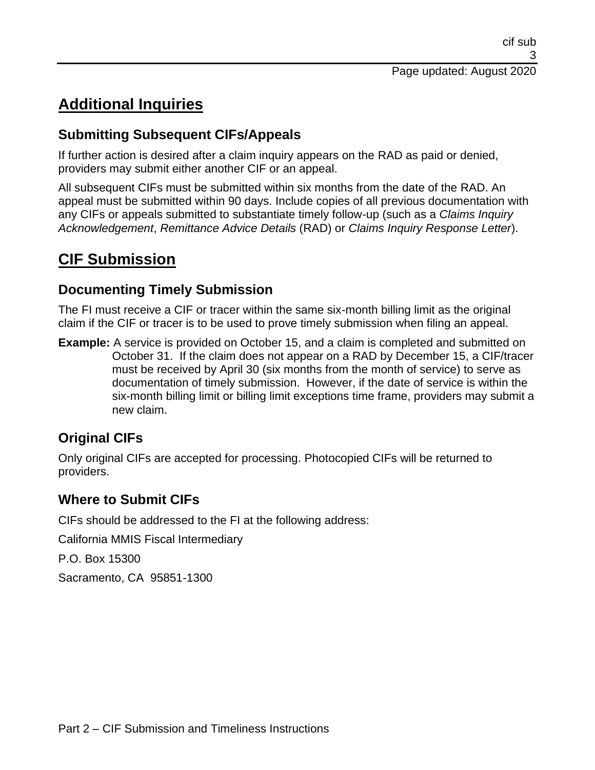## Additional Inquiries

### Submitting Subsequent CIFs/Appeals

If further action is desired after a claim inquiry appears on the RAD as paid or denied, providers may submit either another CIF or an appeal.

All subsequent CIFs must be submitted within six months from the date of the RAD. An appeal must be submitted within 90 days. Include copies of all previous documentation with any CIFs or appeals submitted to substantiate timely follow-up (such as a *Claims Inquiry Acknowledgement*, *Remittance Advice Details* (RAD) or *Claims Inquiry Response Letter*).

## CIF Submission

### Documenting Timely Submission

The FI must receive a CIF or tracer within the same six-month billing limit as the original claim if the CIF or tracer is to be used to prove timely submission when filing an appeal.

**Example:** A service is provided on October 15, and a claim is completed and submitted on October 31. If the claim does not appear on a RAD by December 15, a CIF/tracer must be received by April 30 (six months from the month of service) to serve as documentation of timely submission. However, if the date of service is within the six-month billing limit or billing limit exceptions time frame, providers may submit a new claim.

### Original CIFs

Only original CIFs are accepted for processing. Photocopied CIFs will be returned to providers.

### Where to Submit CIFs

CIFs should be addressed to the FI at the following address:

California MMIS Fiscal Intermediary

P.O. Box 15300

Sacramento, CA 95851-1300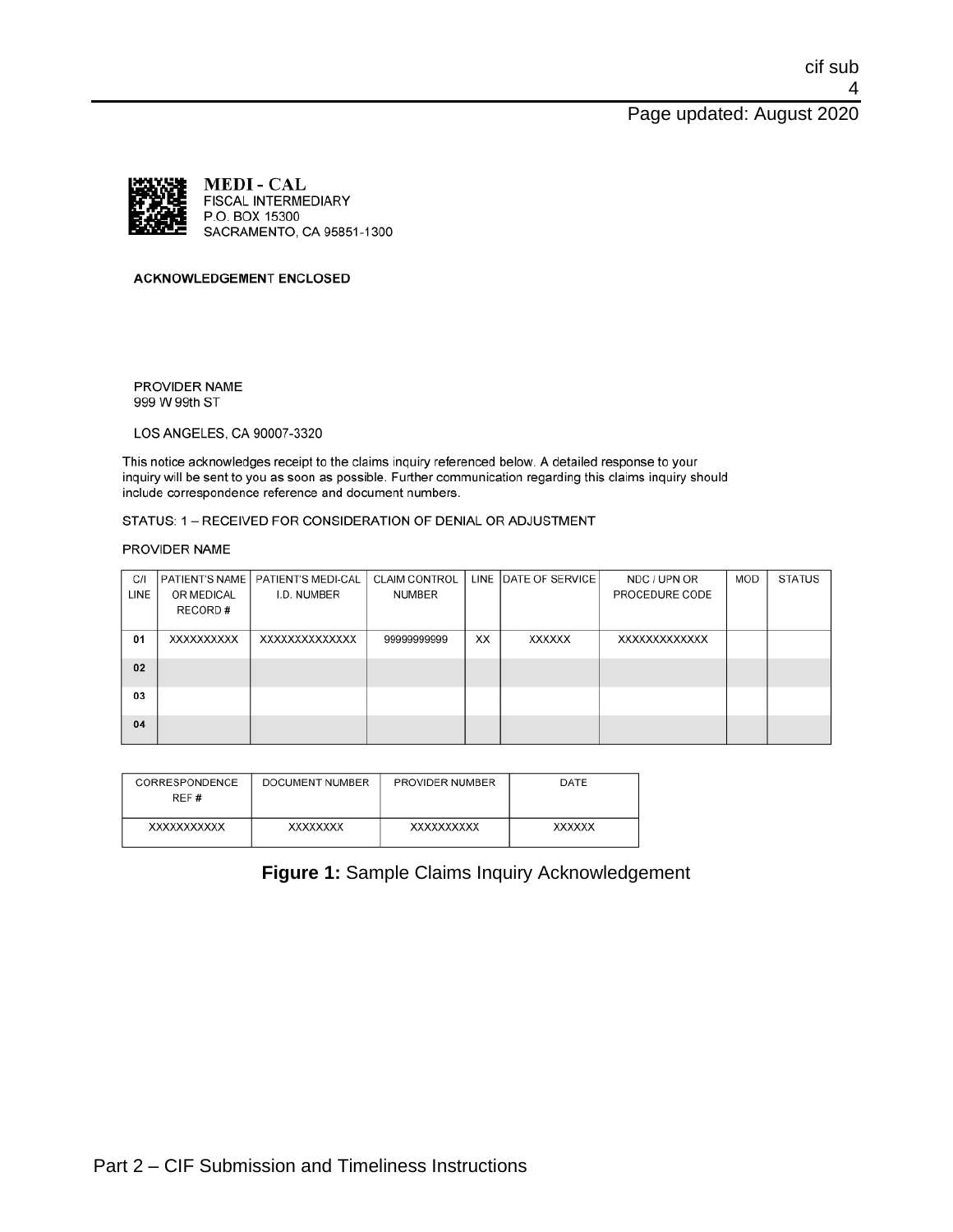**MEDI - CAL**
FISCAL INTERMEDIARY
P.O. BOX 15300
SACRAMENTO, CA 95851-1300

ACKNOWLEDGEMENT ENCLOSED

PROVIDER NAME
999 W 99th ST

LOS ANGELES, CA 90007-3320

This notice acknowledges receipt to the claims inquiry referenced below. A detailed response to your inquiry will be sent to you as soon as possible. Further communication regarding this claims inquiry should include correspondence reference and document numbers.

STATUS: 1 – RECEIVED FOR CONSIDERATION OF DENIAL OR ADJUSTMENT

PROVIDER NAME

| C/I LINE | PATIENT'S NAME OR MEDICAL RECORD # | PATIENT'S MEDI-CAL I.D. NUMBER | CLAIM CONTROL NUMBER | LINE | DATE OF SERVICE | NDC / UPN OR PROCEDURE CODE | MOD | STATUS |
|---|---|---|---|---|---|---|---|---|
| 01 | XXXXXXXXXX | XXXXXXXXXXXXXX | 99999999999 | XX | XXXXXX | XXXXXXXXXXXXX | | |
| 02 | | | | | | | | |
| 03 | | | | | | | | |
| 04 | | | | | | | | |

| CORRESPONDENCE REF # | DOCUMENT NUMBER | PROVIDER NUMBER | DATE |
|---|---|---|---|
| XXXXXXXXXXX | XXXXXXXX | XXXXXXXXXX | XXXXXX |

**Figure 1:** Sample Claims Inquiry Acknowledgement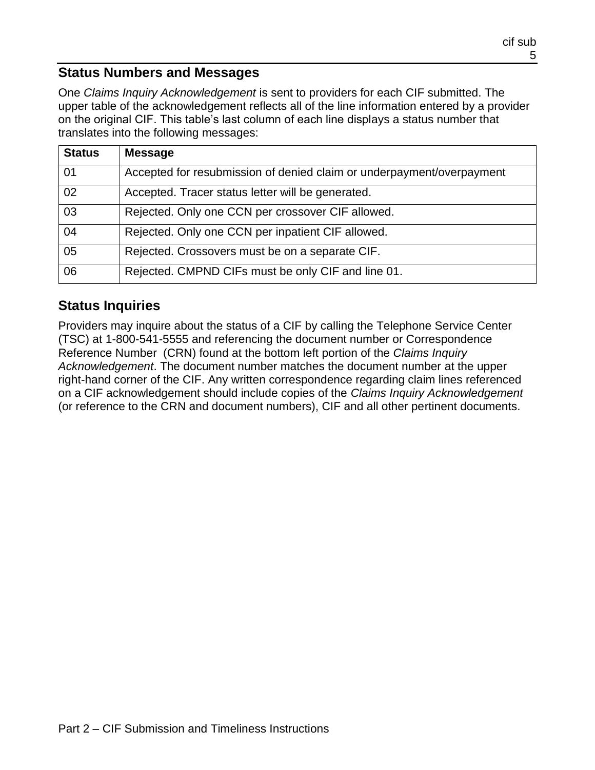## Status Numbers and Messages

One *Claims Inquiry Acknowledgement* is sent to providers for each CIF submitted. The upper table of the acknowledgement reflects all of the line information entered by a provider on the original CIF. This table's last column of each line displays a status number that translates into the following messages:

| Status | Message |
|---|---|
| 01 | Accepted for resubmission of denied claim or underpayment/overpayment |
| 02 | Accepted. Tracer status letter will be generated. |
| 03 | Rejected. Only one CCN per crossover CIF allowed. |
| 04 | Rejected. Only one CCN per inpatient CIF allowed. |
| 05 | Rejected. Crossovers must be on a separate CIF. |
| 06 | Rejected. CMPND CIFs must be only CIF and line 01. |

## Status Inquiries

Providers may inquire about the status of a CIF by calling the Telephone Service Center (TSC) at 1-800-541-5555 and referencing the document number or Correspondence Reference Number (CRN) found at the bottom left portion of the *Claims Inquiry Acknowledgement*. The document number matches the document number at the upper right-hand corner of the CIF. Any written correspondence regarding claim lines referenced on a CIF acknowledgement should include copies of the *Claims Inquiry Acknowledgement* (or reference to the CRN and document numbers), CIF and all other pertinent documents.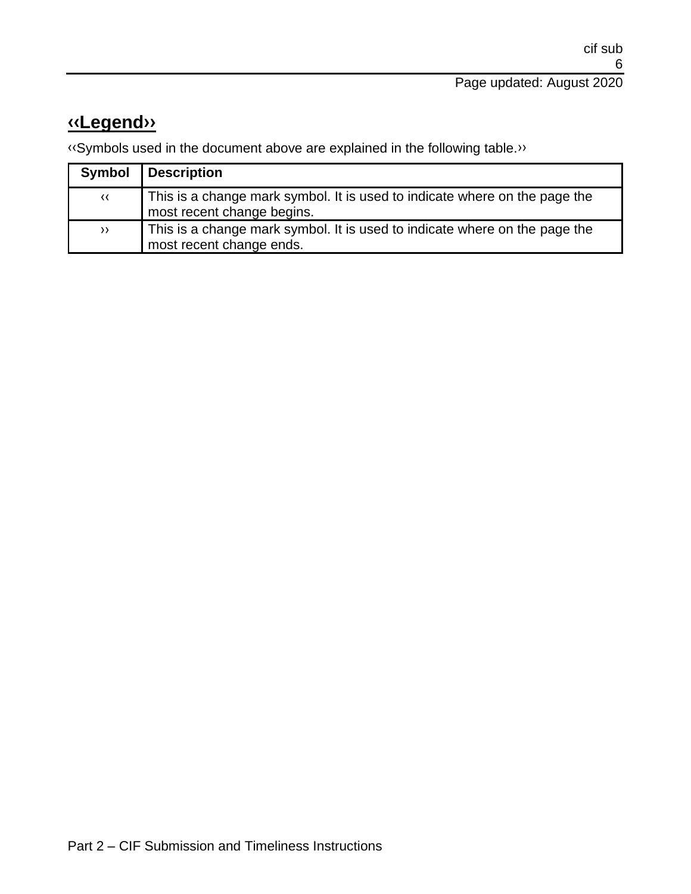## ‹‹Legend››

‹‹Symbols used in the document above are explained in the following table.››

| Symbol | Description |
|---|---|
| ‹‹ | This is a change mark symbol. It is used to indicate where on the page the most recent change begins. |
| ›› | This is a change mark symbol. It is used to indicate where on the page the most recent change ends. |